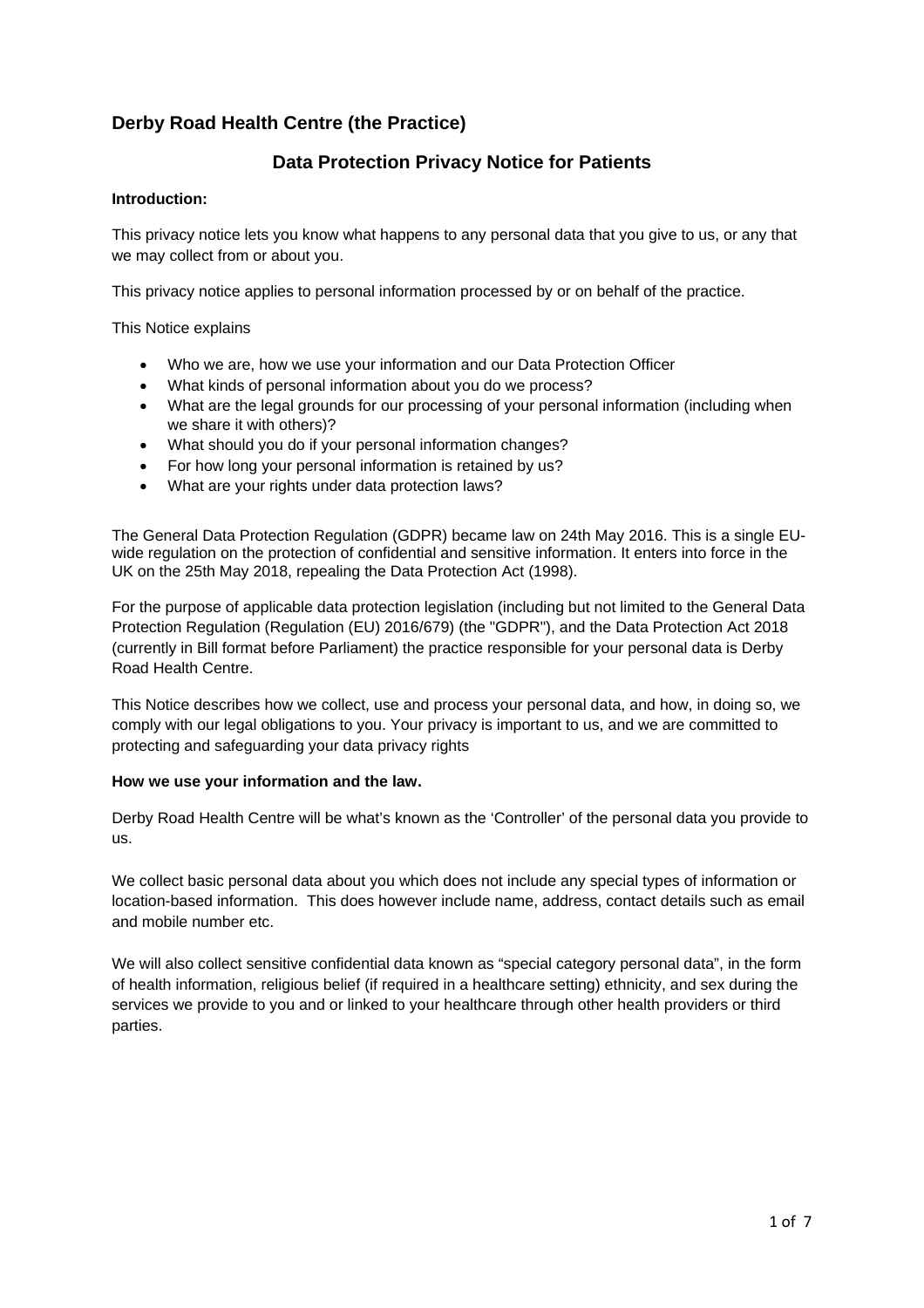## Derby Road Health Centre (the Practice)

### Data Protection Privacy Notice for Patients

**Introduction:**

This privacy notice lets you know what happens to any personal data that you give to us, or any that we may collect from or about you.

This privacy notice applies to personal information processed by or on behalf of the practice.

This Notice explains

- Who we are, how we use your information and our Data Protection Officer
- What kinds of personal information about you do we process?
- What are the legal grounds for our processing of your personal information (including when we share it with others)?
- What should you do if your personal information changes?
- For how long your personal information is retained by us?
- What are your rights under data protection laws?

The General Data Protection Regulation (GDPR) became law on 24th May 2016. This is a single EU-wide regulation on the protection of confidential and sensitive information. It enters into force in the UK on the 25th May 2018, repealing the Data Protection Act (1998).

For the purpose of applicable data protection legislation (including but not limited to the General Data Protection Regulation (Regulation (EU) 2016/679) (the "GDPR"), and the Data Protection Act 2018 (currently in Bill format before Parliament) the practice responsible for your personal data is Derby Road Health Centre.

This Notice describes how we collect, use and process your personal data, and how, in doing so, we comply with our legal obligations to you. Your privacy is important to us, and we are committed to protecting and safeguarding your data privacy rights

**How we use your information and the law.**

Derby Road Health Centre will be what's known as the 'Controller' of the personal data you provide to us.

We collect basic personal data about you which does not include any special types of information or location-based information. This does however include name, address, contact details such as email and mobile number etc.

We will also collect sensitive confidential data known as "special category personal data", in the form of health information, religious belief (if required in a healthcare setting) ethnicity, and sex during the services we provide to you and or linked to your healthcare through other health providers or third parties.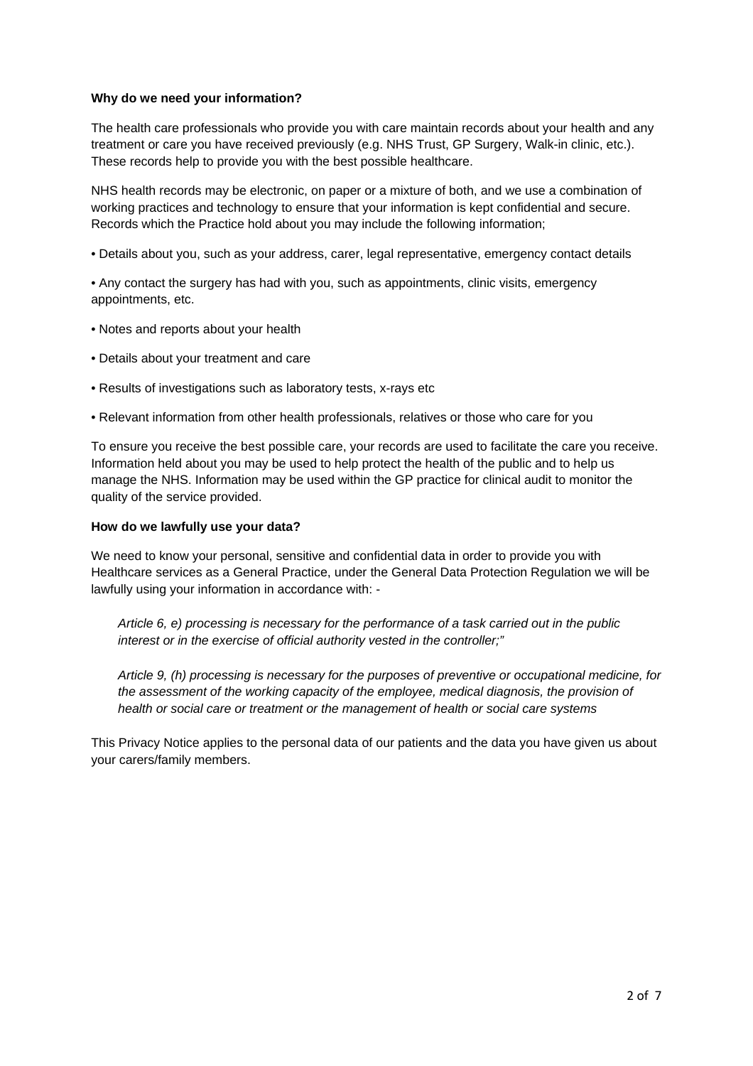**Why do we need your information?**

The health care professionals who provide you with care maintain records about your health and any treatment or care you have received previously (e.g. NHS Trust, GP Surgery, Walk-in clinic, etc.). These records help to provide you with the best possible healthcare.

NHS health records may be electronic, on paper or a mixture of both, and we use a combination of working practices and technology to ensure that your information is kept confidential and secure. Records which the Practice hold about you may include the following information;

- Details about you, such as your address, carer, legal representative, emergency contact details
- Any contact the surgery has had with you, such as appointments, clinic visits, emergency appointments, etc.
- Notes and reports about your health
- Details about your treatment and care
- Results of investigations such as laboratory tests, x-rays etc
- Relevant information from other health professionals, relatives or those who care for you

To ensure you receive the best possible care, your records are used to facilitate the care you receive. Information held about you may be used to help protect the health of the public and to help us manage the NHS. Information may be used within the GP practice for clinical audit to monitor the quality of the service provided.

**How do we lawfully use your data?**

We need to know your personal, sensitive and confidential data in order to provide you with Healthcare services as a General Practice, under the General Data Protection Regulation we will be lawfully using your information in accordance with: -

> *Article 6, e) processing is necessary for the performance of a task carried out in the public interest or in the exercise of official authority vested in the controller;"*
>
> *Article 9, (h) processing is necessary for the purposes of preventive or occupational medicine, for the assessment of the working capacity of the employee, medical diagnosis, the provision of health or social care or treatment or the management of health or social care systems*

This Privacy Notice applies to the personal data of our patients and the data you have given us about your carers/family members.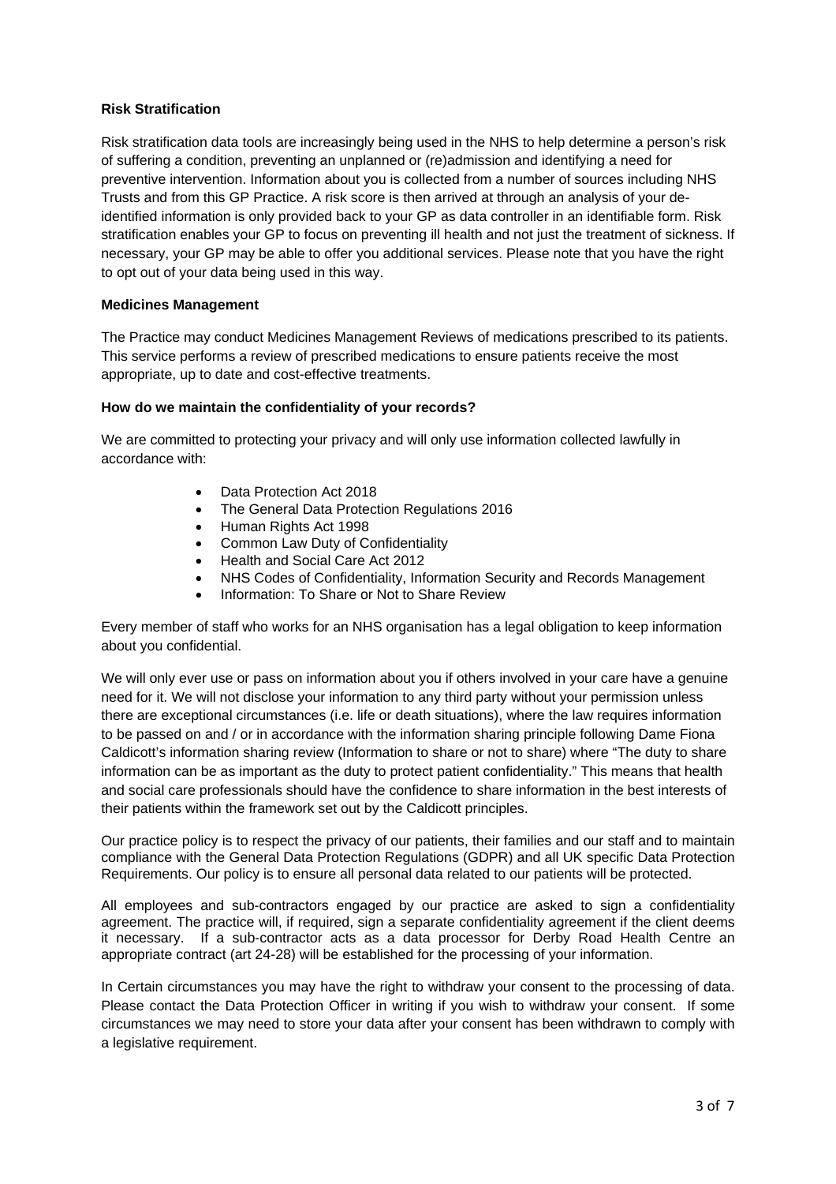**Risk Stratification**

Risk stratification data tools are increasingly being used in the NHS to help determine a person's risk of suffering a condition, preventing an unplanned or (re)admission and identifying a need for preventive intervention. Information about you is collected from a number of sources including NHS Trusts and from this GP Practice. A risk score is then arrived at through an analysis of your de-identified information is only provided back to your GP as data controller in an identifiable form. Risk stratification enables your GP to focus on preventing ill health and not just the treatment of sickness. If necessary, your GP may be able to offer you additional services. Please note that you have the right to opt out of your data being used in this way.

**Medicines Management**

The Practice may conduct Medicines Management Reviews of medications prescribed to its patients. This service performs a review of prescribed medications to ensure patients receive the most appropriate, up to date and cost-effective treatments.

**How do we maintain the confidentiality of your records?**

We are committed to protecting your privacy and will only use information collected lawfully in accordance with:

- Data Protection Act 2018
- The General Data Protection Regulations 2016
- Human Rights Act 1998
- Common Law Duty of Confidentiality
- Health and Social Care Act 2012
- NHS Codes of Confidentiality, Information Security and Records Management
- Information: To Share or Not to Share Review

Every member of staff who works for an NHS organisation has a legal obligation to keep information about you confidential.

We will only ever use or pass on information about you if others involved in your care have a genuine need for it. We will not disclose your information to any third party without your permission unless there are exceptional circumstances (i.e. life or death situations), where the law requires information to be passed on and / or in accordance with the information sharing principle following Dame Fiona Caldicott's information sharing review (Information to share or not to share) where "The duty to share information can be as important as the duty to protect patient confidentiality." This means that health and social care professionals should have the confidence to share information in the best interests of their patients within the framework set out by the Caldicott principles.

Our practice policy is to respect the privacy of our patients, their families and our staff and to maintain compliance with the General Data Protection Regulations (GDPR) and all UK specific Data Protection Requirements. Our policy is to ensure all personal data related to our patients will be protected.

All employees and sub-contractors engaged by our practice are asked to sign a confidentiality agreement. The practice will, if required, sign a separate confidentiality agreement if the client deems it necessary. If a sub-contractor acts as a data processor for Derby Road Health Centre an appropriate contract (art 24-28) will be established for the processing of your information.

In Certain circumstances you may have the right to withdraw your consent to the processing of data. Please contact the Data Protection Officer in writing if you wish to withdraw your consent. If some circumstances we may need to store your data after your consent has been withdrawn to comply with a legislative requirement.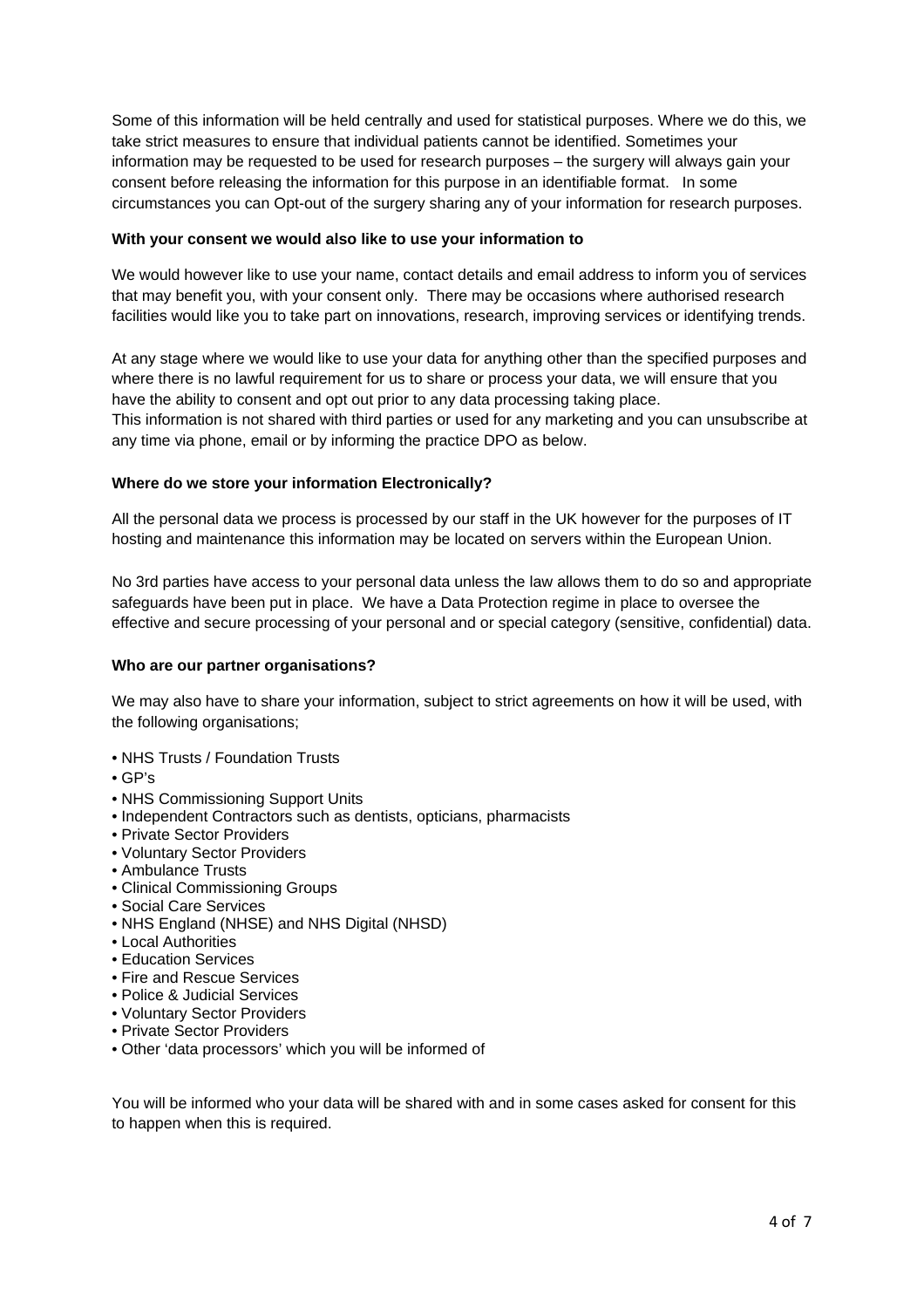Some of this information will be held centrally and used for statistical purposes. Where we do this, we take strict measures to ensure that individual patients cannot be identified. Sometimes your information may be requested to be used for research purposes – the surgery will always gain your consent before releasing the information for this purpose in an identifiable format. In some circumstances you can Opt-out of the surgery sharing any of your information for research purposes.

**With your consent we would also like to use your information to**

We would however like to use your name, contact details and email address to inform you of services that may benefit you, with your consent only. There may be occasions where authorised research facilities would like you to take part on innovations, research, improving services or identifying trends.

At any stage where we would like to use your data for anything other than the specified purposes and where there is no lawful requirement for us to share or process your data, we will ensure that you have the ability to consent and opt out prior to any data processing taking place.
This information is not shared with third parties or used for any marketing and you can unsubscribe at any time via phone, email or by informing the practice DPO as below.

**Where do we store your information Electronically?**

All the personal data we process is processed by our staff in the UK however for the purposes of IT hosting and maintenance this information may be located on servers within the European Union.

No 3rd parties have access to your personal data unless the law allows them to do so and appropriate safeguards have been put in place. We have a Data Protection regime in place to oversee the effective and secure processing of your personal and or special category (sensitive, confidential) data.

**Who are our partner organisations?**

We may also have to share your information, subject to strict agreements on how it will be used, with the following organisations;

- NHS Trusts / Foundation Trusts
- GP's
- NHS Commissioning Support Units
- Independent Contractors such as dentists, opticians, pharmacists
- Private Sector Providers
- Voluntary Sector Providers
- Ambulance Trusts
- Clinical Commissioning Groups
- Social Care Services
- NHS England (NHSE) and NHS Digital (NHSD)
- Local Authorities
- Education Services
- Fire and Rescue Services
- Police & Judicial Services
- Voluntary Sector Providers
- Private Sector Providers
- Other 'data processors' which you will be informed of

You will be informed who your data will be shared with and in some cases asked for consent for this to happen when this is required.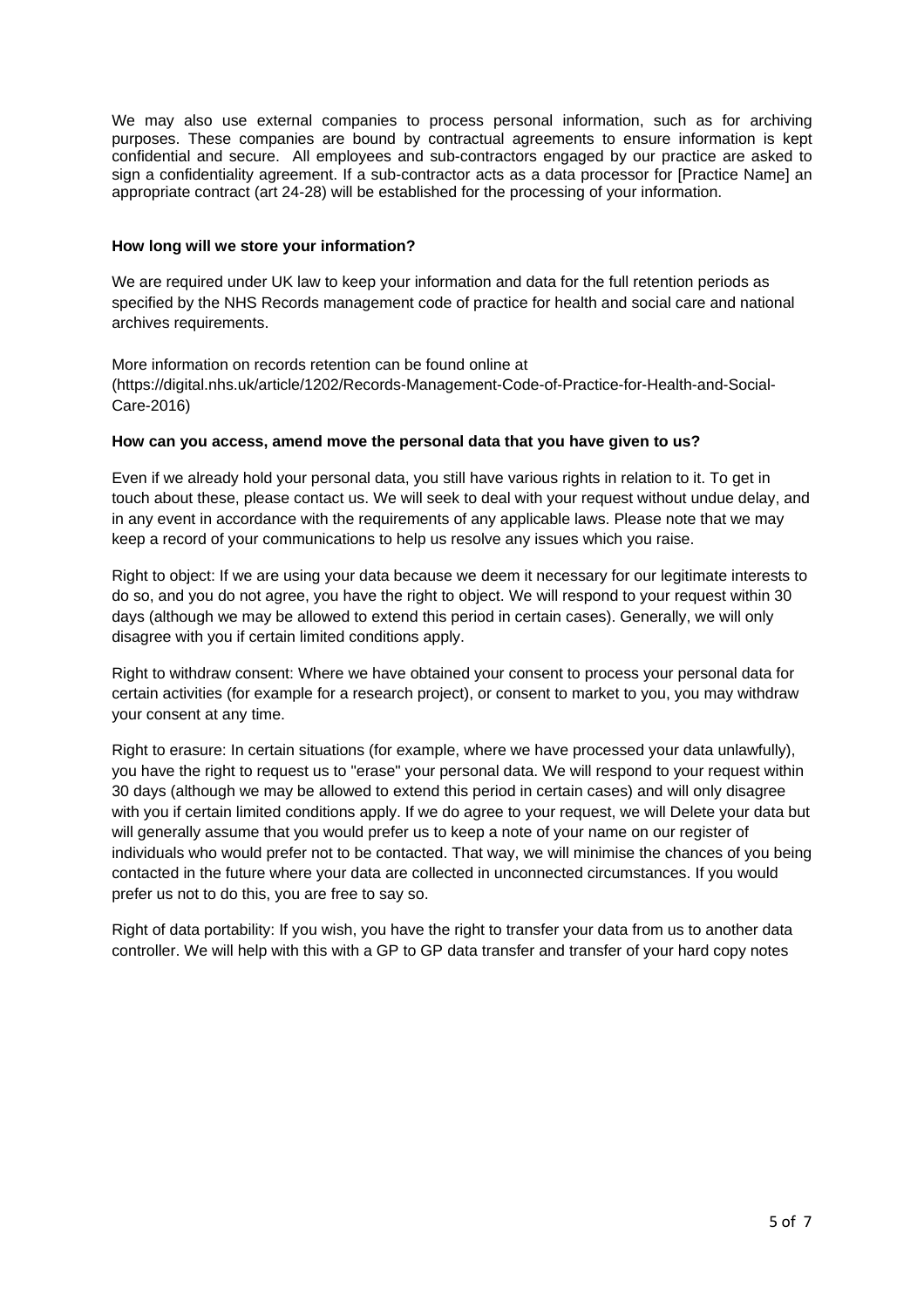We may also use external companies to process personal information, such as for archiving purposes. These companies are bound by contractual agreements to ensure information is kept confidential and secure. All employees and sub-contractors engaged by our practice are asked to sign a confidentiality agreement. If a sub-contractor acts as a data processor for [Practice Name] an appropriate contract (art 24-28) will be established for the processing of your information.

**How long will we store your information?**

We are required under UK law to keep your information and data for the full retention periods as specified by the NHS Records management code of practice for health and social care and national archives requirements.

More information on records retention can be found online at (https://digital.nhs.uk/article/1202/Records-Management-Code-of-Practice-for-Health-and-Social-Care-2016)

**How can you access, amend move the personal data that you have given to us?**

Even if we already hold your personal data, you still have various rights in relation to it. To get in touch about these, please contact us. We will seek to deal with your request without undue delay, and in any event in accordance with the requirements of any applicable laws. Please note that we may keep a record of your communications to help us resolve any issues which you raise.

Right to object: If we are using your data because we deem it necessary for our legitimate interests to do so, and you do not agree, you have the right to object. We will respond to your request within 30 days (although we may be allowed to extend this period in certain cases). Generally, we will only disagree with you if certain limited conditions apply.

Right to withdraw consent: Where we have obtained your consent to process your personal data for certain activities (for example for a research project), or consent to market to you, you may withdraw your consent at any time.

Right to erasure: In certain situations (for example, where we have processed your data unlawfully), you have the right to request us to "erase" your personal data. We will respond to your request within 30 days (although we may be allowed to extend this period in certain cases) and will only disagree with you if certain limited conditions apply. If we do agree to your request, we will Delete your data but will generally assume that you would prefer us to keep a note of your name on our register of individuals who would prefer not to be contacted. That way, we will minimise the chances of you being contacted in the future where your data are collected in unconnected circumstances. If you would prefer us not to do this, you are free to say so.

Right of data portability: If you wish, you have the right to transfer your data from us to another data controller. We will help with this with a GP to GP data transfer and transfer of your hard copy notes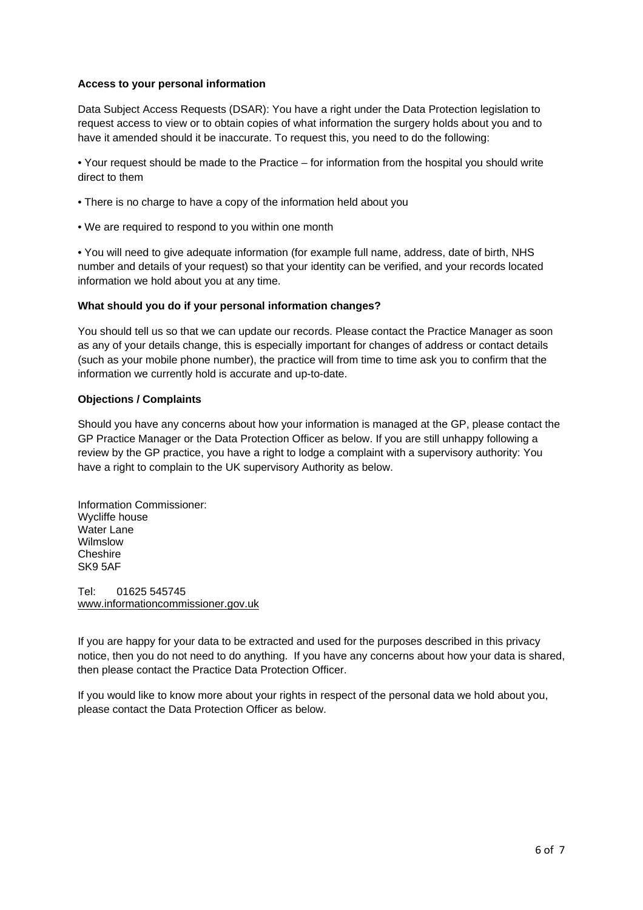**Access to your personal information**

Data Subject Access Requests (DSAR): You have a right under the Data Protection legislation to request access to view or to obtain copies of what information the surgery holds about you and to have it amended should it be inaccurate. To request this, you need to do the following:

• Your request should be made to the Practice – for information from the hospital you should write direct to them

• There is no charge to have a copy of the information held about you

• We are required to respond to you within one month

• You will need to give adequate information (for example full name, address, date of birth, NHS number and details of your request) so that your identity can be verified, and your records located information we hold about you at any time.

**What should you do if your personal information changes?**

You should tell us so that we can update our records. Please contact the Practice Manager as soon as any of your details change, this is especially important for changes of address or contact details (such as your mobile phone number), the practice will from time to time ask you to confirm that the information we currently hold is accurate and up-to-date.

**Objections / Complaints**

Should you have any concerns about how your information is managed at the GP, please contact the GP Practice Manager or the Data Protection Officer as below. If you are still unhappy following a review by the GP practice, you have a right to lodge a complaint with a supervisory authority: You have a right to complain to the UK supervisory Authority as below.

Information Commissioner:
Wycliffe house
Water Lane
Wilmslow
Cheshire
SK9 5AF

Tel: 01625 545745
www.informationcommissioner.gov.uk

If you are happy for your data to be extracted and used for the purposes described in this privacy notice, then you do not need to do anything. If you have any concerns about how your data is shared, then please contact the Practice Data Protection Officer.

If you would like to know more about your rights in respect of the personal data we hold about you, please contact the Data Protection Officer as below.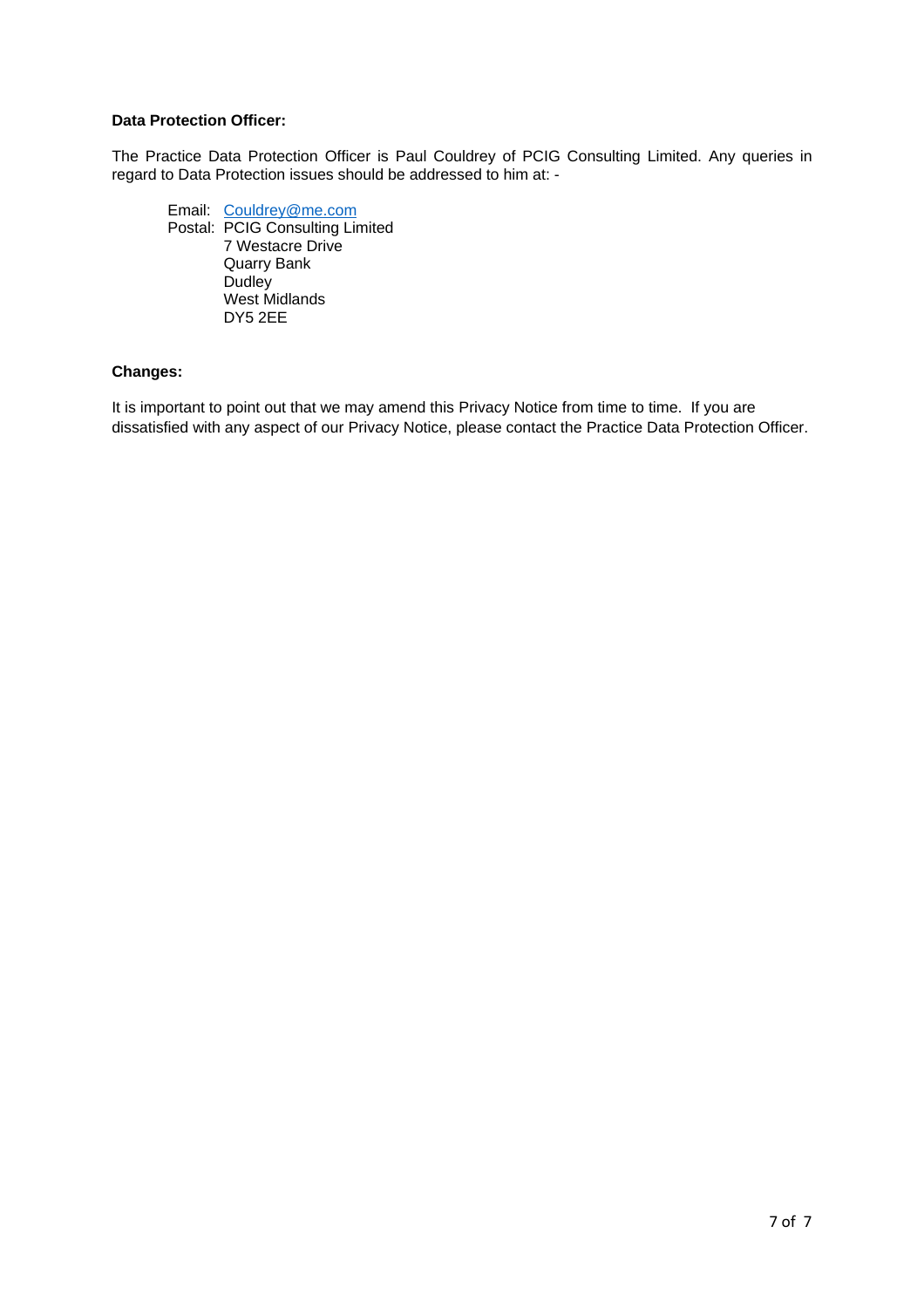**Data Protection Officer:**

The Practice Data Protection Officer is Paul Couldrey of PCIG Consulting Limited. Any queries in regard to Data Protection issues should be addressed to him at: -

Email: Couldrey@me.com
Postal: PCIG Consulting Limited
7 Westacre Drive
Quarry Bank
Dudley
West Midlands
DY5 2EE

**Changes:**

It is important to point out that we may amend this Privacy Notice from time to time. If you are dissatisfied with any aspect of our Privacy Notice, please contact the Practice Data Protection Officer.